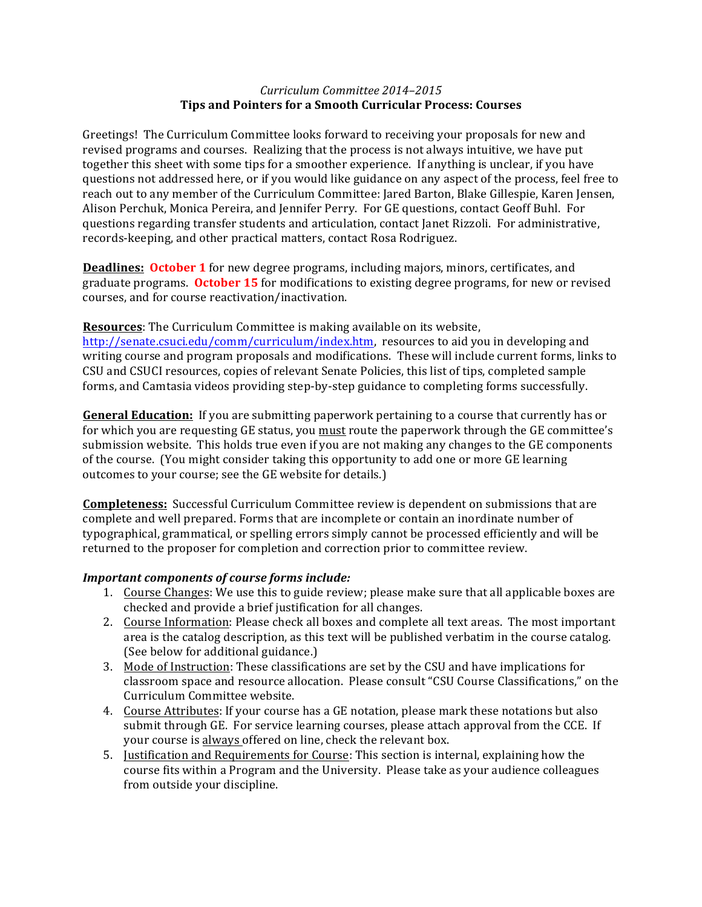*Curriculum Committee 2014–2015*

**Tips and Pointers for a Smooth Curricular Process: Courses**

Greetings! The Curriculum Committee looks forward to receiving your proposals for new and revised programs and courses. Realizing that the process is not always intuitive, we have put together this sheet with some tips for a smoother experience. If anything is unclear, if you have questions not addressed here, or if you would like guidance on any aspect of the process, feel free to reach out to any member of the Curriculum Committee: Jared Barton, Blake Gillespie, Karen Jensen, Alison Perchuk, Monica Pereira, and Jennifer Perry. For GE questions, contact Geoff Buhl. For questions regarding transfer students and articulation, contact Janet Rizzoli. For administrative, records-keeping, and other practical matters, contact Rosa Rodriguez.

**Deadlines:** **October 1** for new degree programs, including majors, minors, certificates, and graduate programs. **October 15** for modifications to existing degree programs, for new or revised courses, and for course reactivation/inactivation.

**Resources**: The Curriculum Committee is making available on its website, http://senate.csuci.edu/comm/curriculum/index.htm, resources to aid you in developing and writing course and program proposals and modifications. These will include current forms, links to CSU and CSUCI resources, copies of relevant Senate Policies, this list of tips, completed sample forms, and Camtasia videos providing step-by-step guidance to completing forms successfully.

**General Education:** If you are submitting paperwork pertaining to a course that currently has or for which you are requesting GE status, you must route the paperwork through the GE committee's submission website. This holds true even if you are not making any changes to the GE components of the course. (You might consider taking this opportunity to add one or more GE learning outcomes to your course; see the GE website for details.)

**Completeness:** Successful Curriculum Committee review is dependent on submissions that are complete and well prepared. Forms that are incomplete or contain an inordinate number of typographical, grammatical, or spelling errors simply cannot be processed efficiently and will be returned to the proposer for completion and correction prior to committee review.

***Important components of course forms include:***

1. Course Changes: We use this to guide review; please make sure that all applicable boxes are checked and provide a brief justification for all changes.
2. Course Information: Please check all boxes and complete all text areas. The most important area is the catalog description, as this text will be published verbatim in the course catalog. (See below for additional guidance.)
3. Mode of Instruction: These classifications are set by the CSU and have implications for classroom space and resource allocation. Please consult "CSU Course Classifications," on the Curriculum Committee website.
4. Course Attributes: If your course has a GE notation, please mark these notations but also submit through GE. For service learning courses, please attach approval from the CCE. If your course is always offered on line, check the relevant box.
5. Justification and Requirements for Course: This section is internal, explaining how the course fits within a Program and the University. Please take as your audience colleagues from outside your discipline.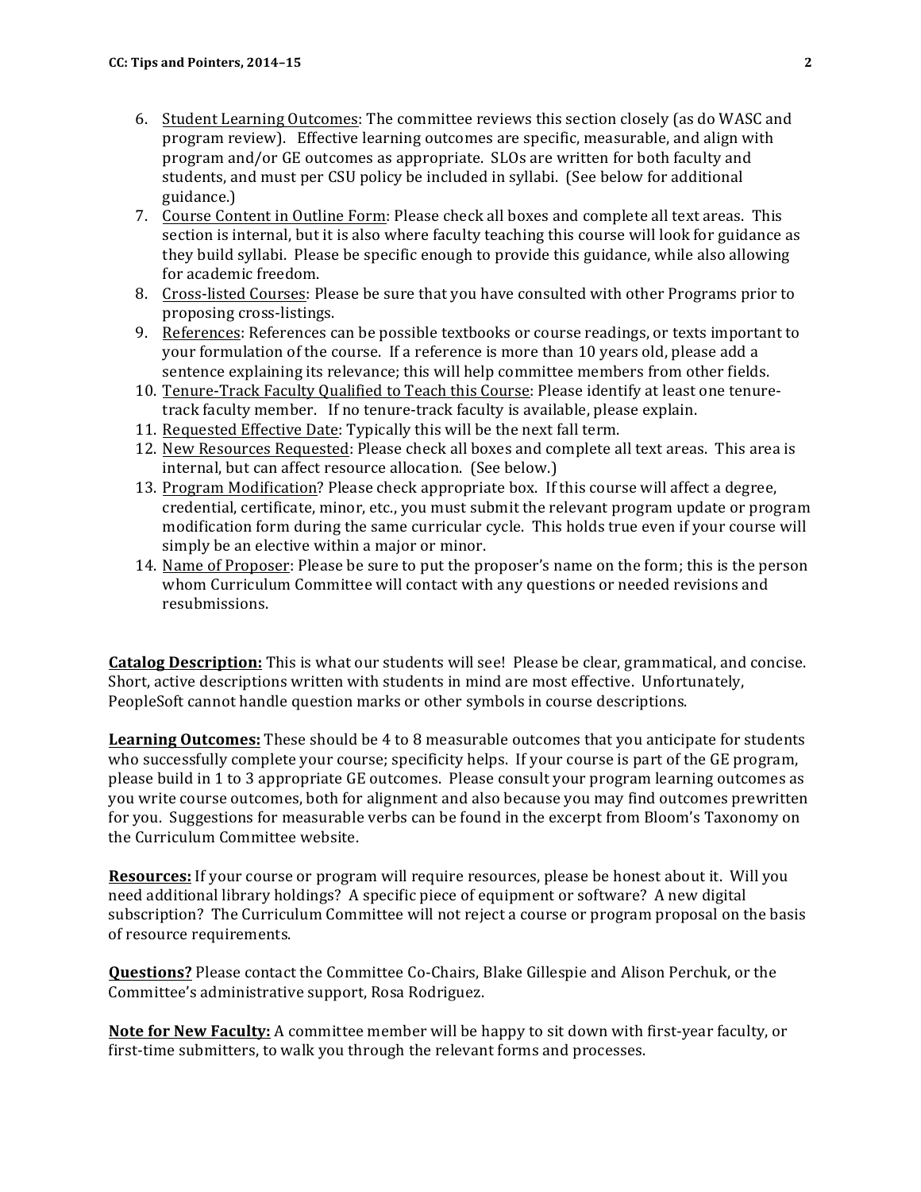6. Student Learning Outcomes: The committee reviews this section closely (as do WASC and program review). Effective learning outcomes are specific, measurable, and align with program and/or GE outcomes as appropriate. SLOs are written for both faculty and students, and must per CSU policy be included in syllabi. (See below for additional guidance.)
7. Course Content in Outline Form: Please check all boxes and complete all text areas. This section is internal, but it is also where faculty teaching this course will look for guidance as they build syllabi. Please be specific enough to provide this guidance, while also allowing for academic freedom.
8. Cross-listed Courses: Please be sure that you have consulted with other Programs prior to proposing cross-listings.
9. References: References can be possible textbooks or course readings, or texts important to your formulation of the course. If a reference is more than 10 years old, please add a sentence explaining its relevance; this will help committee members from other fields.
10. Tenure-Track Faculty Qualified to Teach this Course: Please identify at least one tenure-track faculty member. If no tenure-track faculty is available, please explain.
11. Requested Effective Date: Typically this will be the next fall term.
12. New Resources Requested: Please check all boxes and complete all text areas. This area is internal, but can affect resource allocation. (See below.)
13. Program Modification? Please check appropriate box. If this course will affect a degree, credential, certificate, minor, etc., you must submit the relevant program update or program modification form during the same curricular cycle. This holds true even if your course will simply be an elective within a major or minor.
14. Name of Proposer: Please be sure to put the proposer's name on the form; this is the person whom Curriculum Committee will contact with any questions or needed revisions and resubmissions.

**Catalog Description:** This is what our students will see! Please be clear, grammatical, and concise. Short, active descriptions written with students in mind are most effective. Unfortunately, PeopleSoft cannot handle question marks or other symbols in course descriptions.

**Learning Outcomes:** These should be 4 to 8 measurable outcomes that you anticipate for students who successfully complete your course; specificity helps. If your course is part of the GE program, please build in 1 to 3 appropriate GE outcomes. Please consult your program learning outcomes as you write course outcomes, both for alignment and also because you may find outcomes prewritten for you. Suggestions for measurable verbs can be found in the excerpt from Bloom's Taxonomy on the Curriculum Committee website.

**Resources:** If your course or program will require resources, please be honest about it. Will you need additional library holdings? A specific piece of equipment or software? A new digital subscription? The Curriculum Committee will not reject a course or program proposal on the basis of resource requirements.

**Questions?** Please contact the Committee Co-Chairs, Blake Gillespie and Alison Perchuk, or the Committee's administrative support, Rosa Rodriguez.

**Note for New Faculty:** A committee member will be happy to sit down with first-year faculty, or first-time submitters, to walk you through the relevant forms and processes.